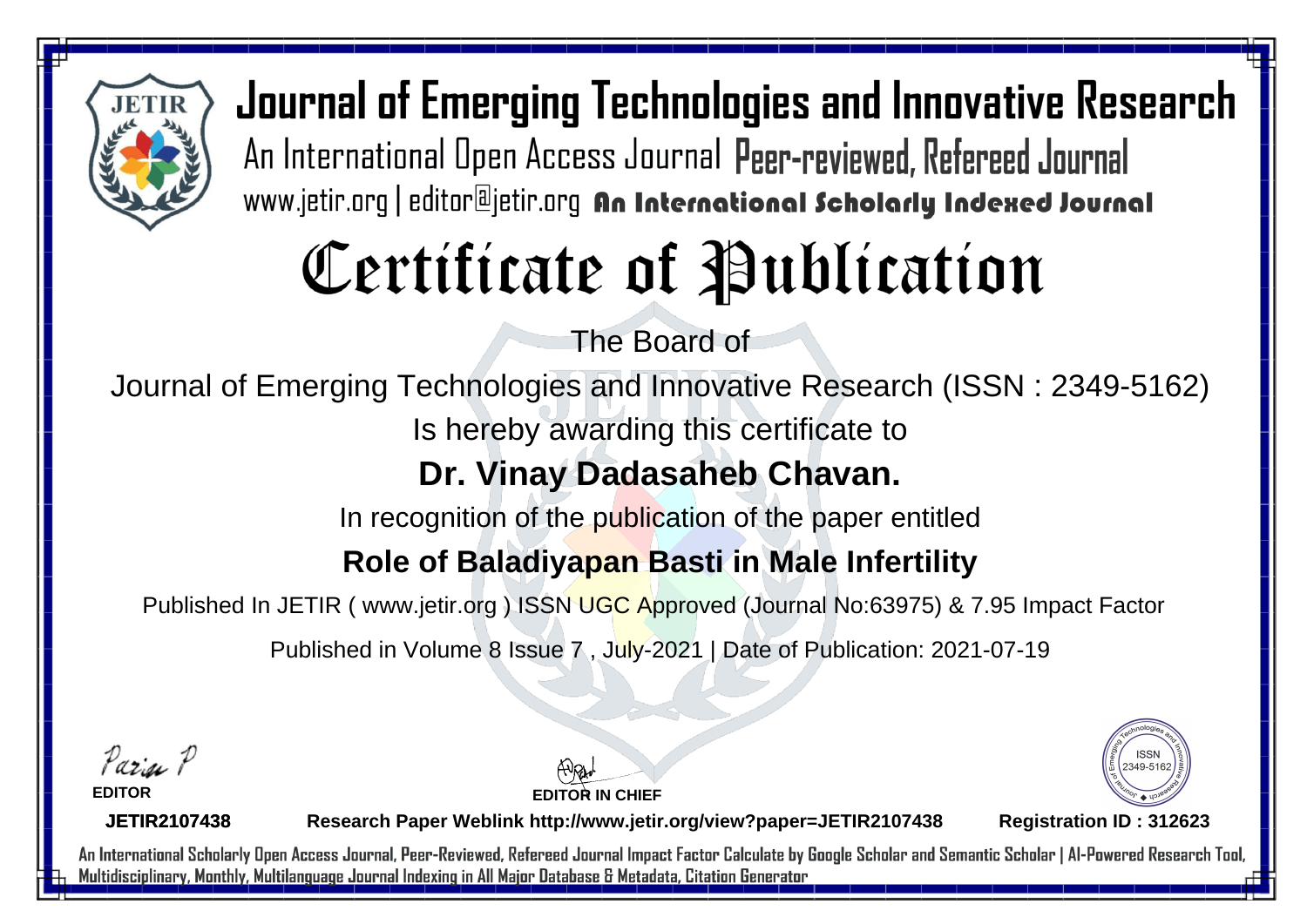# Journal of Emerging Technologies and Innovative Research

An International Open Access Journal Peer-reviewed, Refereed Journal

www.jetir.org | editor@jetir.org **An International Scholarly Indexed Journal**

# Certificate of Publication

The Board of

Journal of Emerging Technologies and Innovative Research (ISSN : 2349-5162)

Is hereby awarding this certificate to

## Dr. Vinay Dadasaheb Chavan.

In recognition of the publication of the paper entitled

## Role of Baladiyapan Basti in Male Infertility

Published In JETIR ( www.jetir.org ) ISSN UGC Approved (Journal No:63975) & 7.95 Impact Factor

Published in Volume 8 Issue 7 , July-2021 | Date of Publication: 2021-07-19

**EDITOR**

**EDITOR IN CHIEF**

ISSN 2349-5162

**JETIR2107438** **Research Paper Weblink http://www.jetir.org/view?paper=JETIR2107438** **Registration ID : 312623**

An International Scholarly Open Access Journal, Peer-Reviewed, Refereed Journal Impact Factor Calculate by Google Scholar and Semantic Scholar | AI-Powered Research Tool, Multidisciplinary, Monthly, Multilanguage Journal Indexing in All Major Database & Metadata, Citation Generator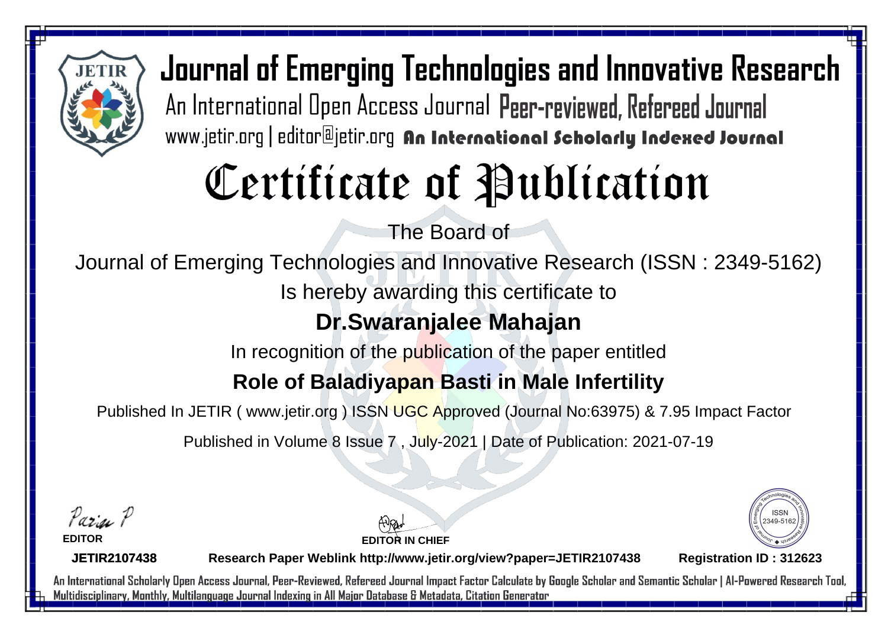# Journal of Emerging Technologies and Innovative Research

An International Open Access Journal Peer-reviewed, Refereed Journal

www.jetir.org | editor@jetir.org An International Scholarly Indexed Journal

# Certificate of Publication

The Board of

Journal of Emerging Technologies and Innovative Research (ISSN : 2349-5162)

Is hereby awarding this certificate to

## Dr.Swaranjalee Mahajan

In recognition of the publication of the paper entitled

## Role of Baladiyapan Basti in Male Infertility

Published In JETIR ( www.jetir.org ) ISSN UGC Approved (Journal No:63975) & 7.95 Impact Factor

Published in Volume 8 Issue 7 , July-2021 | Date of Publication: 2021-07-19

**EDITOR**

**EDITOR IN CHIEF**

ISSN 2349-5162

**JETIR2107438** **Research Paper Weblink http://www.jetir.org/view?paper=JETIR2107438** **Registration ID : 312623**

An International Scholarly Open Access Journal, Peer-Reviewed, Refereed Journal Impact Factor Calculate by Google Scholar and Semantic Scholar | AI-Powered Research Tool, Multidisciplinary, Monthly, Multilanguage Journal Indexing in All Major Database & Metadata, Citation Generator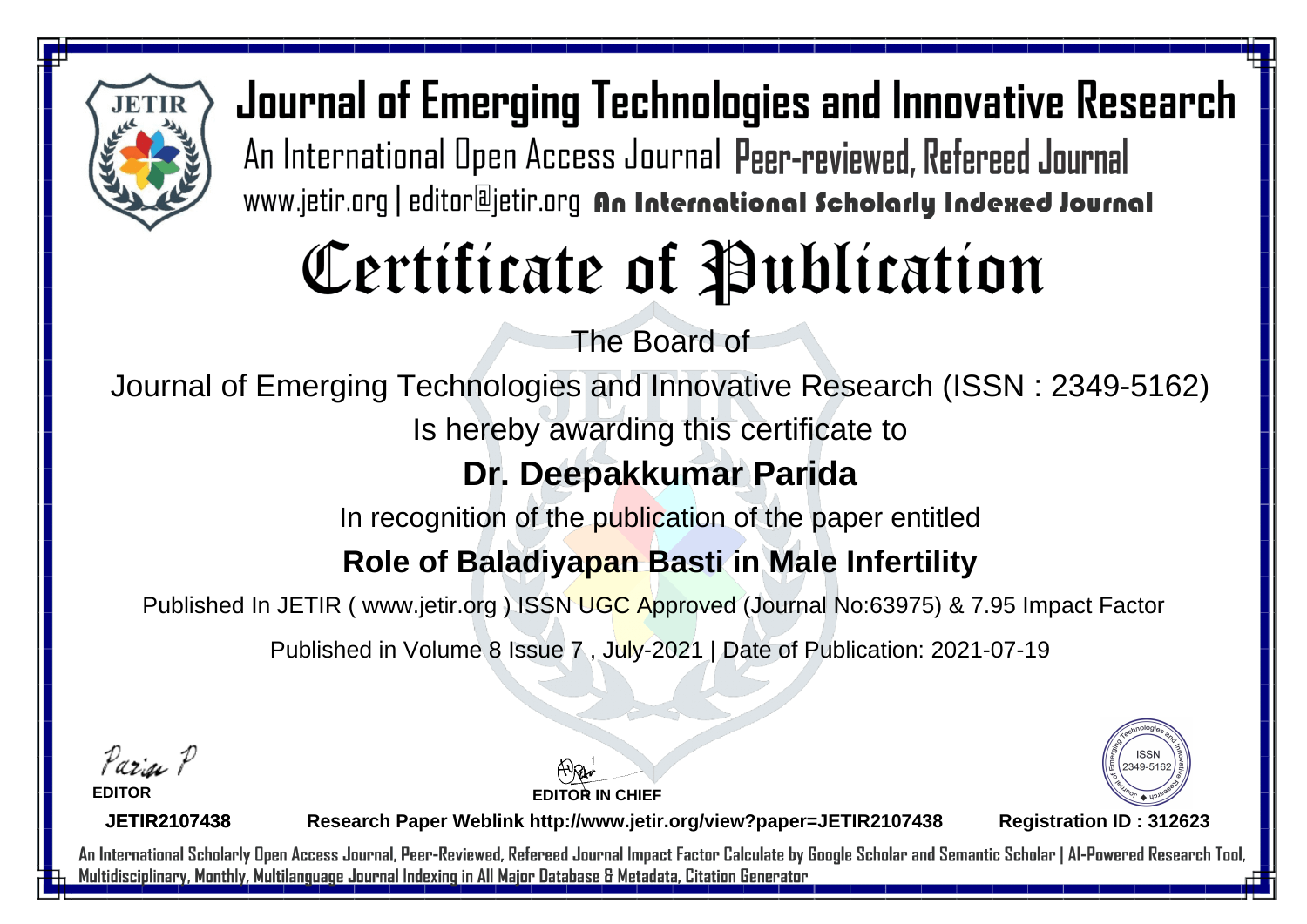# Journal of Emerging Technologies and Innovative Research

An International Open Access Journal Peer-reviewed, Refereed Journal

www.jetir.org | editor@jetir.org An International Scholarly Indexed Journal

# Certificate of Publication

The Board of

Journal of Emerging Technologies and Innovative Research (ISSN : 2349-5162)

Is hereby awarding this certificate to

## Dr. Deepakkumar Parida

In recognition of the publication of the paper entitled

## Role of Baladiyapan Basti in Male Infertility

Published In JETIR ( www.jetir.org ) ISSN UGC Approved (Journal No:63975) & 7.95 Impact Factor

Published in Volume 8 Issue 7 , July-2021 | Date of Publication: 2021-07-19

**EDITOR**

**EDITOR IN CHIEF**

ISSN 2349-5162

**JETIR2107438** **Research Paper Weblink http://www.jetir.org/view?paper=JETIR2107438** **Registration ID : 312623**

An International Scholarly Open Access Journal, Peer-Reviewed, Refereed Journal Impact Factor Calculate by Google Scholar and Semantic Scholar | AI-Powered Research Tool, Multidisciplinary, Monthly, Multilanguage Journal Indexing in All Major Database & Metadata, Citation Generator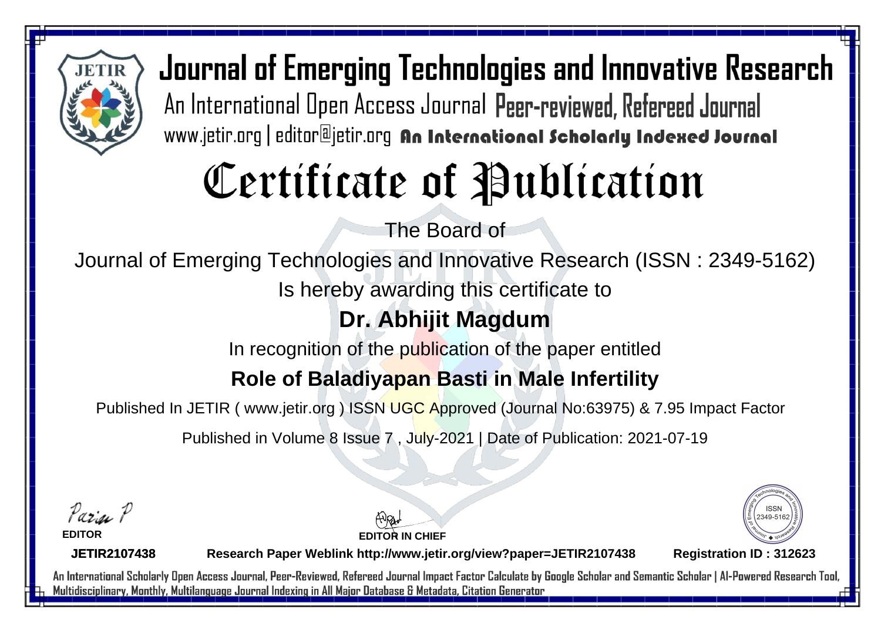# Journal of Emerging Technologies and Innovative Research

An International Open Access Journal Peer-reviewed, Refereed Journal

www.jetir.org | editor@jetir.org **An International Scholarly Indexed Journal**

# Certificate of Publication

The Board of

Journal of Emerging Technologies and Innovative Research (ISSN : 2349-5162)

Is hereby awarding this certificate to

## Dr. Abhijit Magdum

In recognition of the publication of the paper entitled

## Role of Baladiyapan Basti in Male Infertility

Published In JETIR ( www.jetir.org ) ISSN UGC Approved (Journal No:63975) & 7.95 Impact Factor

Published in Volume 8 Issue 7 , July-2021 | Date of Publication: 2021-07-19

**EDITOR**

**EDITOR IN CHIEF**

ISSN 2349-5162

**JETIR2107438** **Research Paper Weblink http://www.jetir.org/view?paper=JETIR2107438** **Registration ID : 312623**

An International Scholarly Open Access Journal, Peer-Reviewed, Refereed Journal Impact Factor Calculate by Google Scholar and Semantic Scholar | AI-Powered Research Tool, Multidisciplinary, Monthly, Multilanguage Journal Indexing in All Major Database & Metadata, Citation Generator